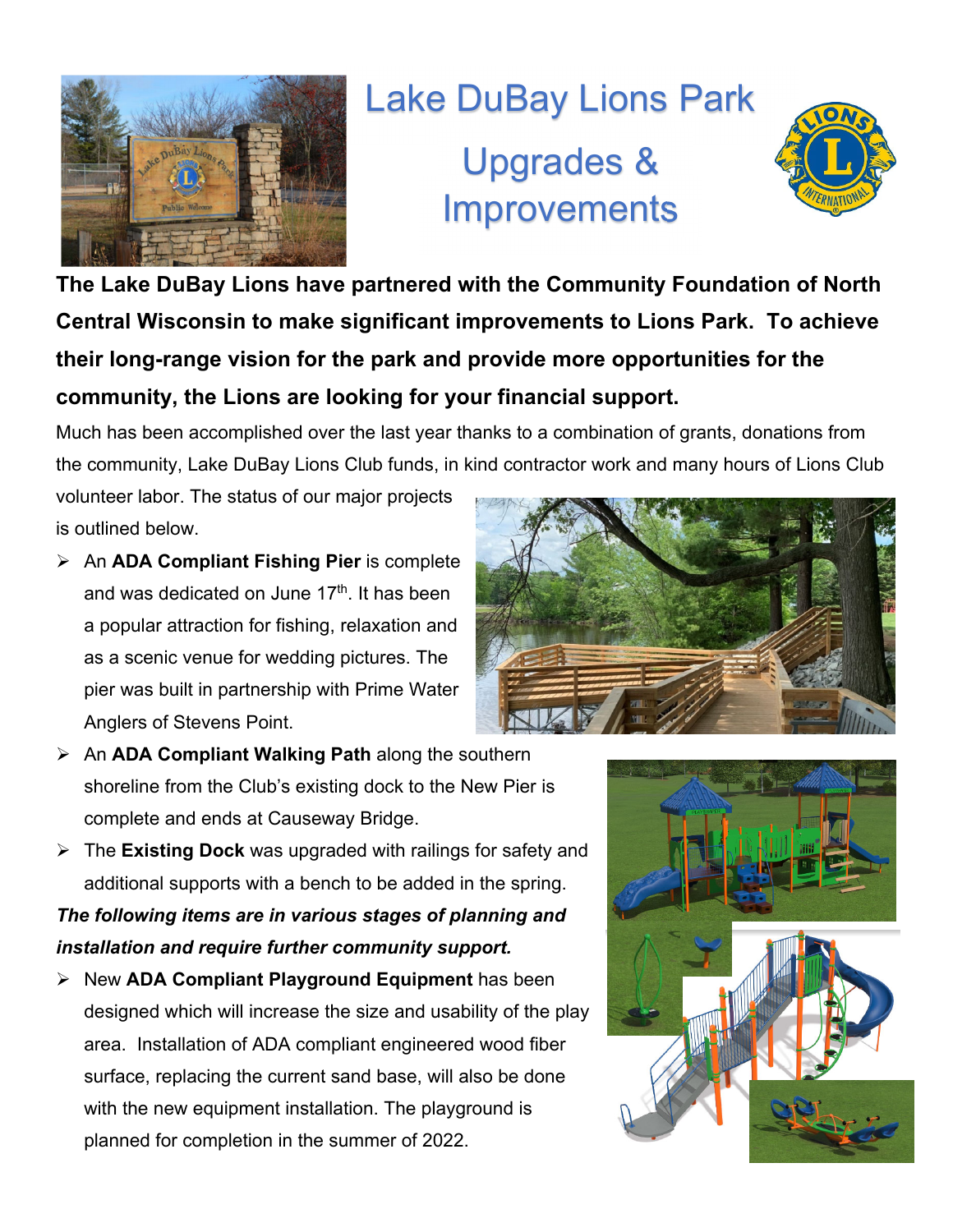# Lake DuBay Lions Park

## Upgrades & Improvements

**The Lake DuBay Lions have partnered with the Community Foundation of North Central Wisconsin to make significant improvements to Lions Park. To achieve their long-range vision for the park and provide more opportunities for the community, the Lions are looking for your financial support.**

Much has been accomplished over the last year thanks to a combination of grants, donations from the community, Lake DuBay Lions Club funds, in kind contractor work and many hours of Lions Club volunteer labor. The status of our major projects is outlined below.

- An **ADA Compliant Fishing Pier** is complete and was dedicated on June 17th. It has been a popular attraction for fishing, relaxation and as a scenic venue for wedding pictures. The pier was built in partnership with Prime Water Anglers of Stevens Point.
- An **ADA Compliant Walking Path** along the southern shoreline from the Club's existing dock to the New Pier is complete and ends at Causeway Bridge.
- The **Existing Dock** was upgraded with railings for safety and additional supports with a bench to be added in the spring.

***The following items are in various stages of planning and installation and require further community support.***

- New **ADA Compliant Playground Equipment** has been designed which will increase the size and usability of the play area. Installation of ADA compliant engineered wood fiber surface, replacing the current sand base, will also be done with the new equipment installation. The playground is planned for completion in the summer of 2022.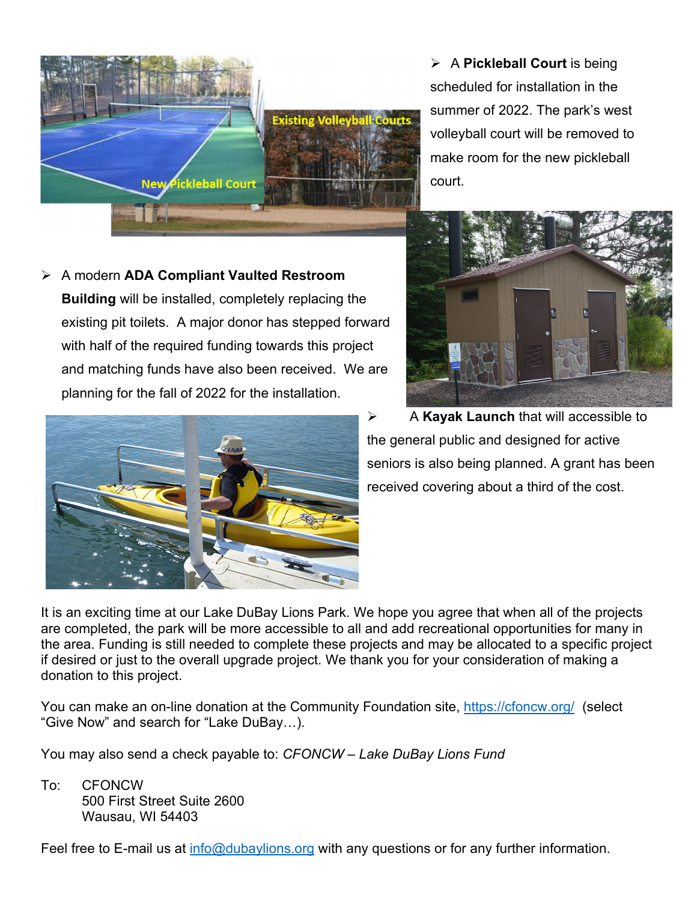- A **Pickleball Court** is being scheduled for installation in the summer of 2022. The park's west volleyball court will be removed to make room for the new pickleball court.

- A modern **ADA Compliant Vaulted Restroom Building** will be installed, completely replacing the existing pit toilets. A major donor has stepped forward with half of the required funding towards this project and matching funds have also been received. We are planning for the fall of 2022 for the installation.

- A **Kayak Launch** that will accessible to the general public and designed for active seniors is also being planned. A grant has been received covering about a third of the cost.

It is an exciting time at our Lake DuBay Lions Park. We hope you agree that when all of the projects are completed, the park will be more accessible to all and add recreational opportunities for many in the area. Funding is still needed to complete these projects and may be allocated to a specific project if desired or just to the overall upgrade project. We thank you for your consideration of making a donation to this project.

You can make an on-line donation at the Community Foundation site, https://cfoncw.org/ (select "Give Now" and search for "Lake DuBay…).

You may also send a check payable to: *CFONCW – Lake DuBay Lions Fund*

To: CFONCW
500 First Street Suite 2600
Wausau, WI 54403

Feel free to E-mail us at info@dubaylions.org with any questions or for any further information.